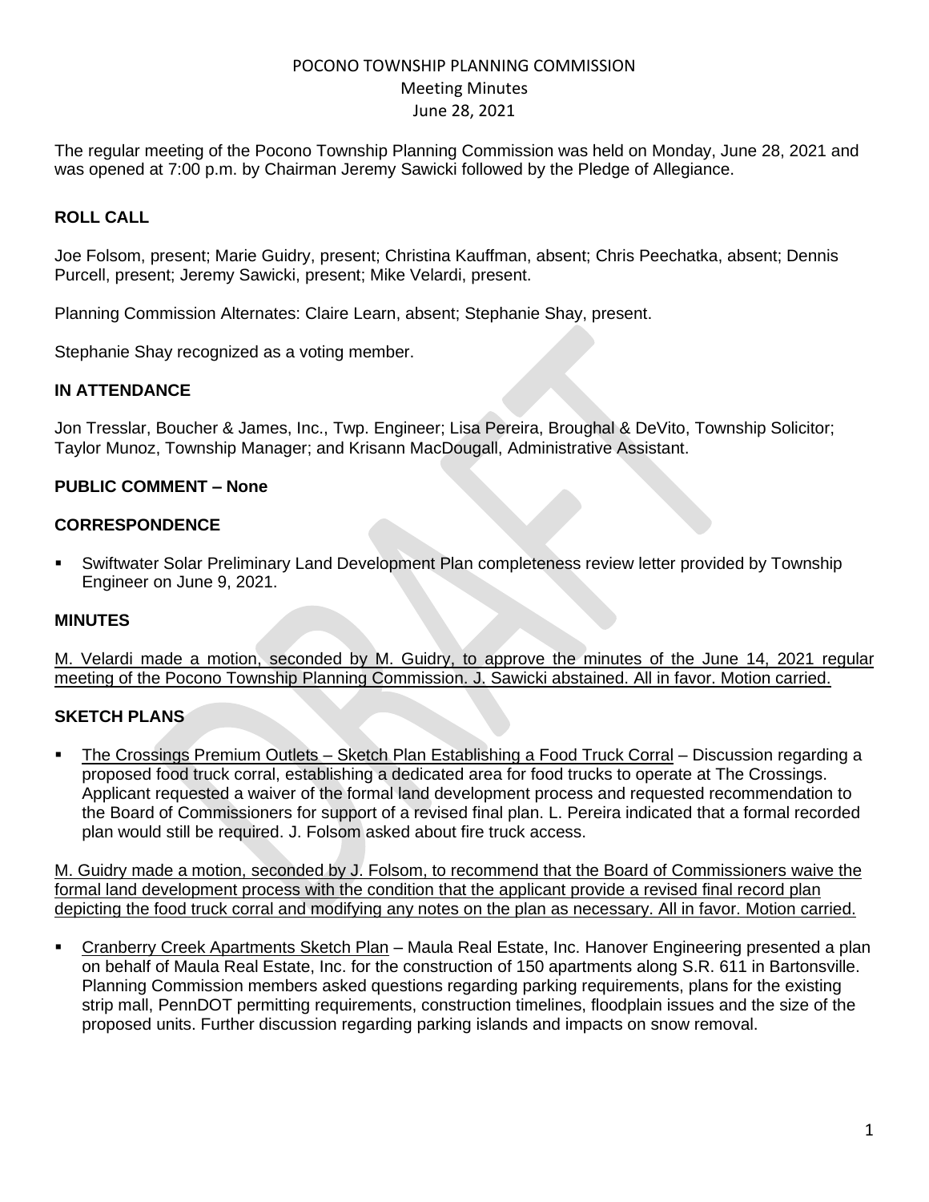POCONO TOWNSHIP PLANNING COMMISSION
Meeting Minutes
June 28, 2021

The regular meeting of the Pocono Township Planning Commission was held on Monday, June 28, 2021 and was opened at 7:00 p.m. by Chairman Jeremy Sawicki followed by the Pledge of Allegiance.

## ROLL CALL

Joe Folsom, present; Marie Guidry, present; Christina Kauffman, absent; Chris Peechatka, absent; Dennis Purcell, present; Jeremy Sawicki, present; Mike Velardi, present.

Planning Commission Alternates: Claire Learn, absent; Stephanie Shay, present.

Stephanie Shay recognized as a voting member.

## IN ATTENDANCE

Jon Tresslar, Boucher & James, Inc., Twp. Engineer; Lisa Pereira, Broughal & DeVito, Township Solicitor; Taylor Munoz, Township Manager; and Krisann MacDougall, Administrative Assistant.

## PUBLIC COMMENT – None

## CORRESPONDENCE

- Swiftwater Solar Preliminary Land Development Plan completeness review letter provided by Township Engineer on June 9, 2021.

## MINUTES

M. Velardi made a motion, seconded by M. Guidry, to approve the minutes of the June 14, 2021 regular meeting of the Pocono Township Planning Commission. J. Sawicki abstained. All in favor. Motion carried.

## SKETCH PLANS

- The Crossings Premium Outlets – Sketch Plan Establishing a Food Truck Corral – Discussion regarding a proposed food truck corral, establishing a dedicated area for food trucks to operate at The Crossings. Applicant requested a waiver of the formal land development process and requested recommendation to the Board of Commissioners for support of a revised final plan. L. Pereira indicated that a formal recorded plan would still be required. J. Folsom asked about fire truck access.

M. Guidry made a motion, seconded by J. Folsom, to recommend that the Board of Commissioners waive the formal land development process with the condition that the applicant provide a revised final record plan depicting the food truck corral and modifying any notes on the plan as necessary. All in favor. Motion carried.

- Cranberry Creek Apartments Sketch Plan – Maula Real Estate, Inc. Hanover Engineering presented a plan on behalf of Maula Real Estate, Inc. for the construction of 150 apartments along S.R. 611 in Bartonsville. Planning Commission members asked questions regarding parking requirements, plans for the existing strip mall, PennDOT permitting requirements, construction timelines, floodplain issues and the size of the proposed units. Further discussion regarding parking islands and impacts on snow removal.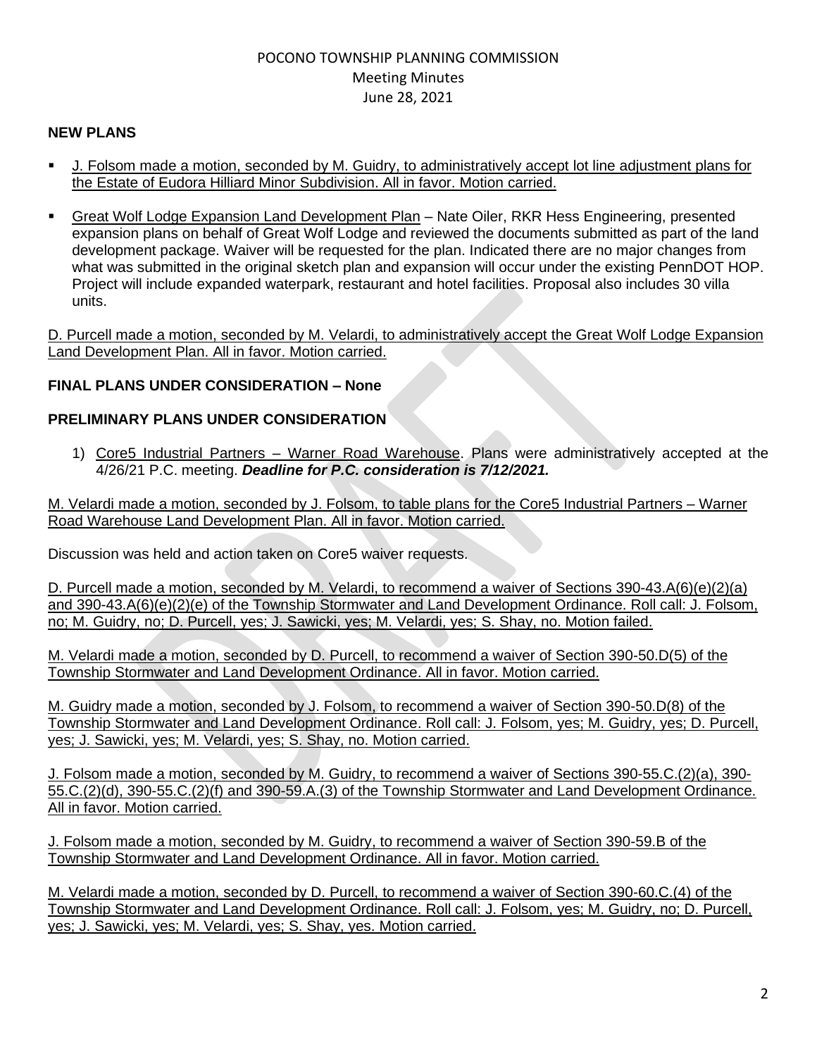## NEW PLANS

- J. Folsom made a motion, seconded by M. Guidry, to administratively accept lot line adjustment plans for the Estate of Eudora Hilliard Minor Subdivision. All in favor. Motion carried.

- Great Wolf Lodge Expansion Land Development Plan – Nate Oiler, RKR Hess Engineering, presented expansion plans on behalf of Great Wolf Lodge and reviewed the documents submitted as part of the land development package. Waiver will be requested for the plan. Indicated there are no major changes from what was submitted in the original sketch plan and expansion will occur under the existing PennDOT HOP. Project will include expanded waterpark, restaurant and hotel facilities. Proposal also includes 30 villa units.

D. Purcell made a motion, seconded by M. Velardi, to administratively accept the Great Wolf Lodge Expansion Land Development Plan. All in favor. Motion carried.

## FINAL PLANS UNDER CONSIDERATION – None

## PRELIMINARY PLANS UNDER CONSIDERATION

1) Core5 Industrial Partners – Warner Road Warehouse. Plans were administratively accepted at the 4/26/21 P.C. meeting. ***Deadline for P.C. consideration is 7/12/2021.***

M. Velardi made a motion, seconded by J. Folsom, to table plans for the Core5 Industrial Partners – Warner Road Warehouse Land Development Plan. All in favor. Motion carried.

Discussion was held and action taken on Core5 waiver requests.

D. Purcell made a motion, seconded by M. Velardi, to recommend a waiver of Sections 390-43.A(6)(e)(2)(a) and 390-43.A(6)(e)(2)(e) of the Township Stormwater and Land Development Ordinance. Roll call: J. Folsom, no; M. Guidry, no; D. Purcell, yes; J. Sawicki, yes; M. Velardi, yes; S. Shay, no. Motion failed.

M. Velardi made a motion, seconded by D. Purcell, to recommend a waiver of Section 390-50.D(5) of the Township Stormwater and Land Development Ordinance. All in favor. Motion carried.

M. Guidry made a motion, seconded by J. Folsom, to recommend a waiver of Section 390-50.D(8) of the Township Stormwater and Land Development Ordinance. Roll call: J. Folsom, yes; M. Guidry, yes; D. Purcell, yes; J. Sawicki, yes; M. Velardi, yes; S. Shay, no. Motion carried.

J. Folsom made a motion, seconded by M. Guidry, to recommend a waiver of Sections 390-55.C.(2)(a), 390-55.C.(2)(d), 390-55.C.(2)(f) and 390-59.A.(3) of the Township Stormwater and Land Development Ordinance. All in favor. Motion carried.

J. Folsom made a motion, seconded by M. Guidry, to recommend a waiver of Section 390-59.B of the Township Stormwater and Land Development Ordinance. All in favor. Motion carried.

M. Velardi made a motion, seconded by D. Purcell, to recommend a waiver of Section 390-60.C.(4) of the Township Stormwater and Land Development Ordinance. Roll call: J. Folsom, yes; M. Guidry, no; D. Purcell, yes; J. Sawicki, yes; M. Velardi, yes; S. Shay, yes. Motion carried.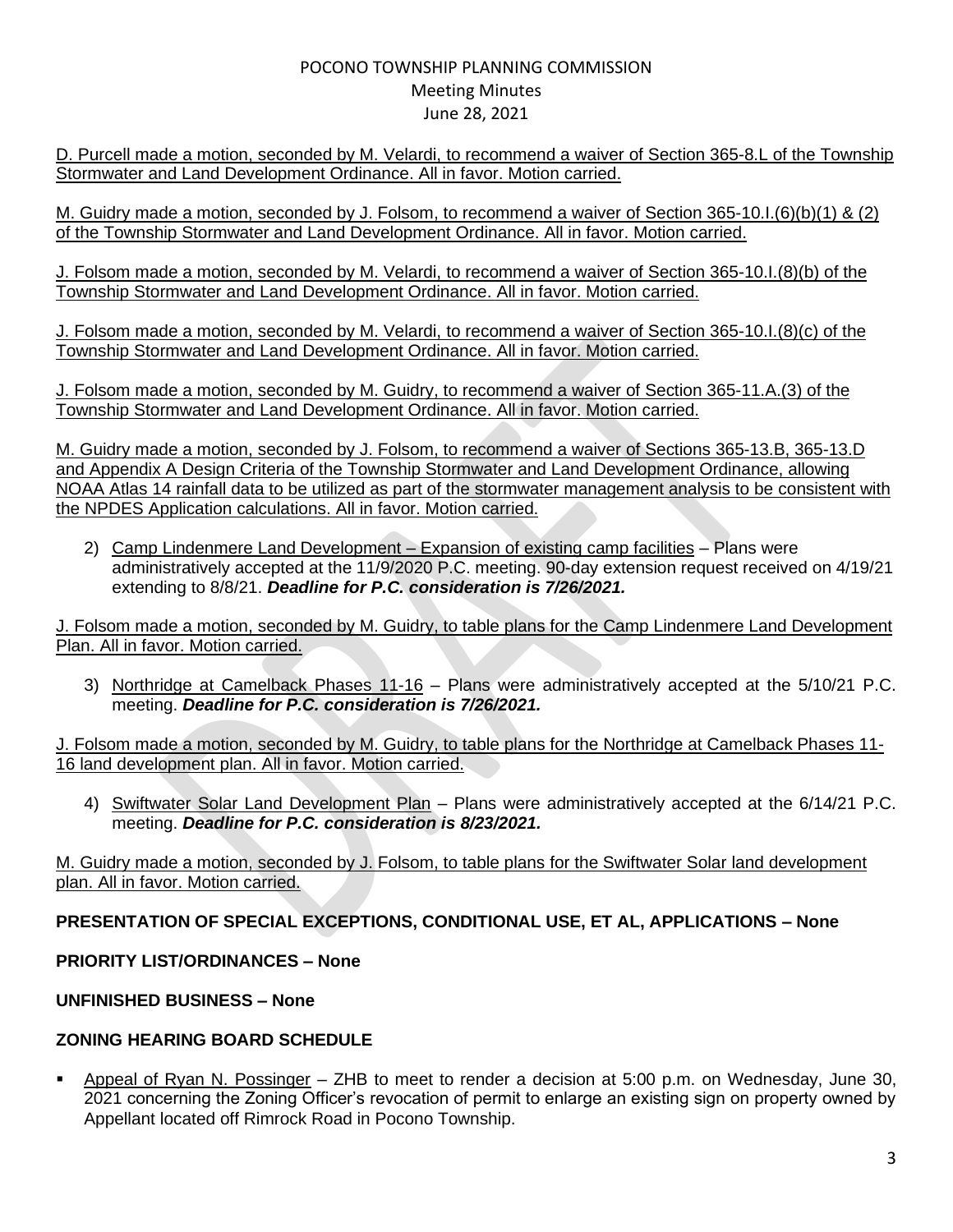D. Purcell made a motion, seconded by M. Velardi, to recommend a waiver of Section 365-8.L of the Township Stormwater and Land Development Ordinance. All in favor. Motion carried.

M. Guidry made a motion, seconded by J. Folsom, to recommend a waiver of Section 365-10.I.(6)(b)(1) & (2) of the Township Stormwater and Land Development Ordinance. All in favor. Motion carried.

J. Folsom made a motion, seconded by M. Velardi, to recommend a waiver of Section 365-10.I.(8)(b) of the Township Stormwater and Land Development Ordinance. All in favor. Motion carried.

J. Folsom made a motion, seconded by M. Velardi, to recommend a waiver of Section 365-10.I.(8)(c) of the Township Stormwater and Land Development Ordinance. All in favor. Motion carried.

J. Folsom made a motion, seconded by M. Guidry, to recommend a waiver of Section 365-11.A.(3) of the Township Stormwater and Land Development Ordinance. All in favor. Motion carried.

M. Guidry made a motion, seconded by J. Folsom, to recommend a waiver of Sections 365-13.B, 365-13.D and Appendix A Design Criteria of the Township Stormwater and Land Development Ordinance, allowing NOAA Atlas 14 rainfall data to be utilized as part of the stormwater management analysis to be consistent with the NPDES Application calculations. All in favor. Motion carried.

2) Camp Lindenmere Land Development – Expansion of existing camp facilities – Plans were administratively accepted at the 11/9/2020 P.C. meeting. 90-day extension request received on 4/19/21 extending to 8/8/21. ***Deadline for P.C. consideration is 7/26/2021.***

J. Folsom made a motion, seconded by M. Guidry, to table plans for the Camp Lindenmere Land Development Plan. All in favor. Motion carried.

3) Northridge at Camelback Phases 11-16 – Plans were administratively accepted at the 5/10/21 P.C. meeting. ***Deadline for P.C. consideration is 7/26/2021.***

J. Folsom made a motion, seconded by M. Guidry, to table plans for the Northridge at Camelback Phases 11-16 land development plan. All in favor. Motion carried.

4) Swiftwater Solar Land Development Plan – Plans were administratively accepted at the 6/14/21 P.C. meeting. ***Deadline for P.C. consideration is 8/23/2021.***

M. Guidry made a motion, seconded by J. Folsom, to table plans for the Swiftwater Solar land development plan. All in favor. Motion carried.

**PRESENTATION OF SPECIAL EXCEPTIONS, CONDITIONAL USE, ET AL, APPLICATIONS – None**

**PRIORITY LIST/ORDINANCES – None**

**UNFINISHED BUSINESS – None**

**ZONING HEARING BOARD SCHEDULE**

- Appeal of Ryan N. Possinger – ZHB to meet to render a decision at 5:00 p.m. on Wednesday, June 30, 2021 concerning the Zoning Officer's revocation of permit to enlarge an existing sign on property owned by Appellant located off Rimrock Road in Pocono Township.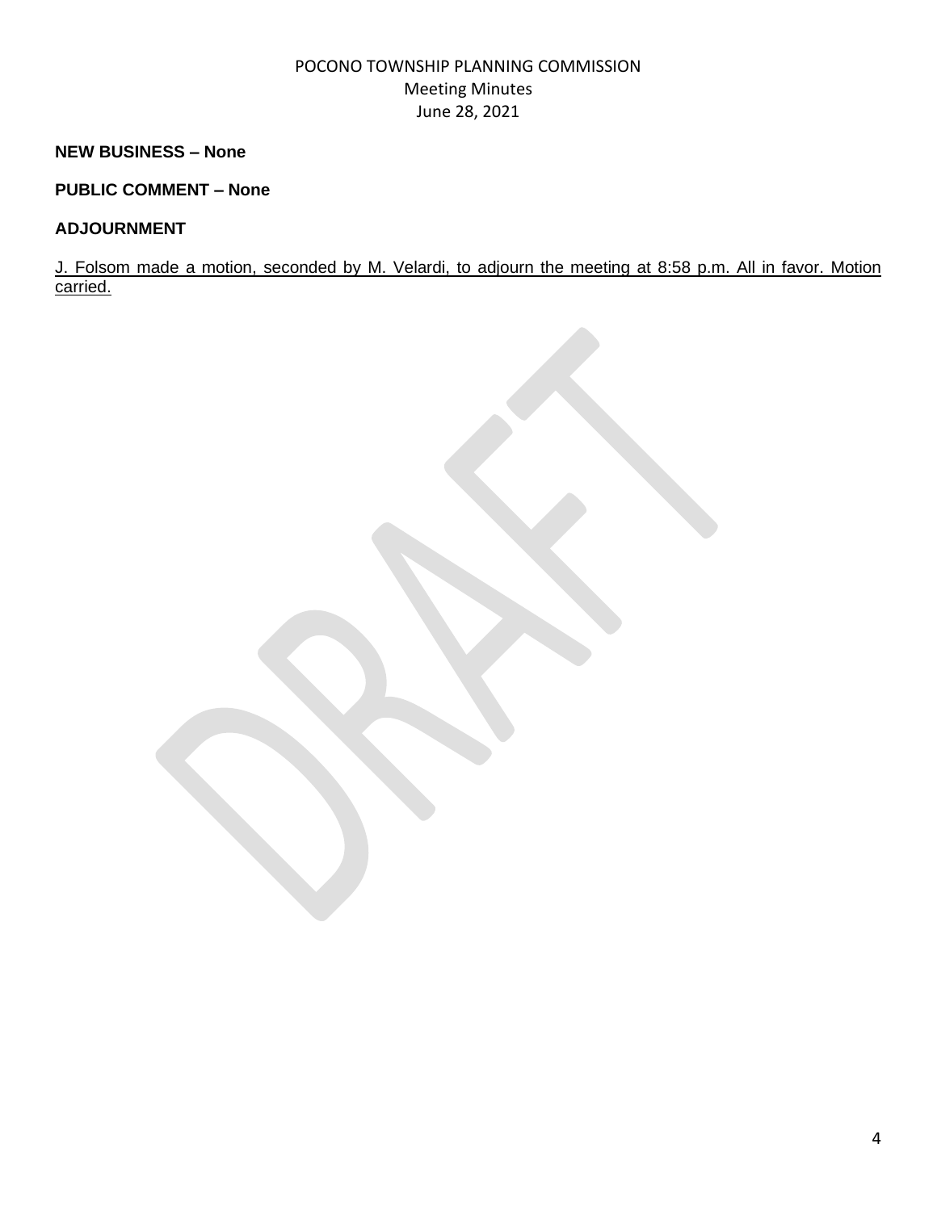**NEW BUSINESS – None**

**PUBLIC COMMENT – None**

**ADJOURNMENT**

<u>J. Folsom made a motion, seconded by M. Velardi, to adjourn the meeting at 8:58 p.m. All in favor. Motion carried.</u>